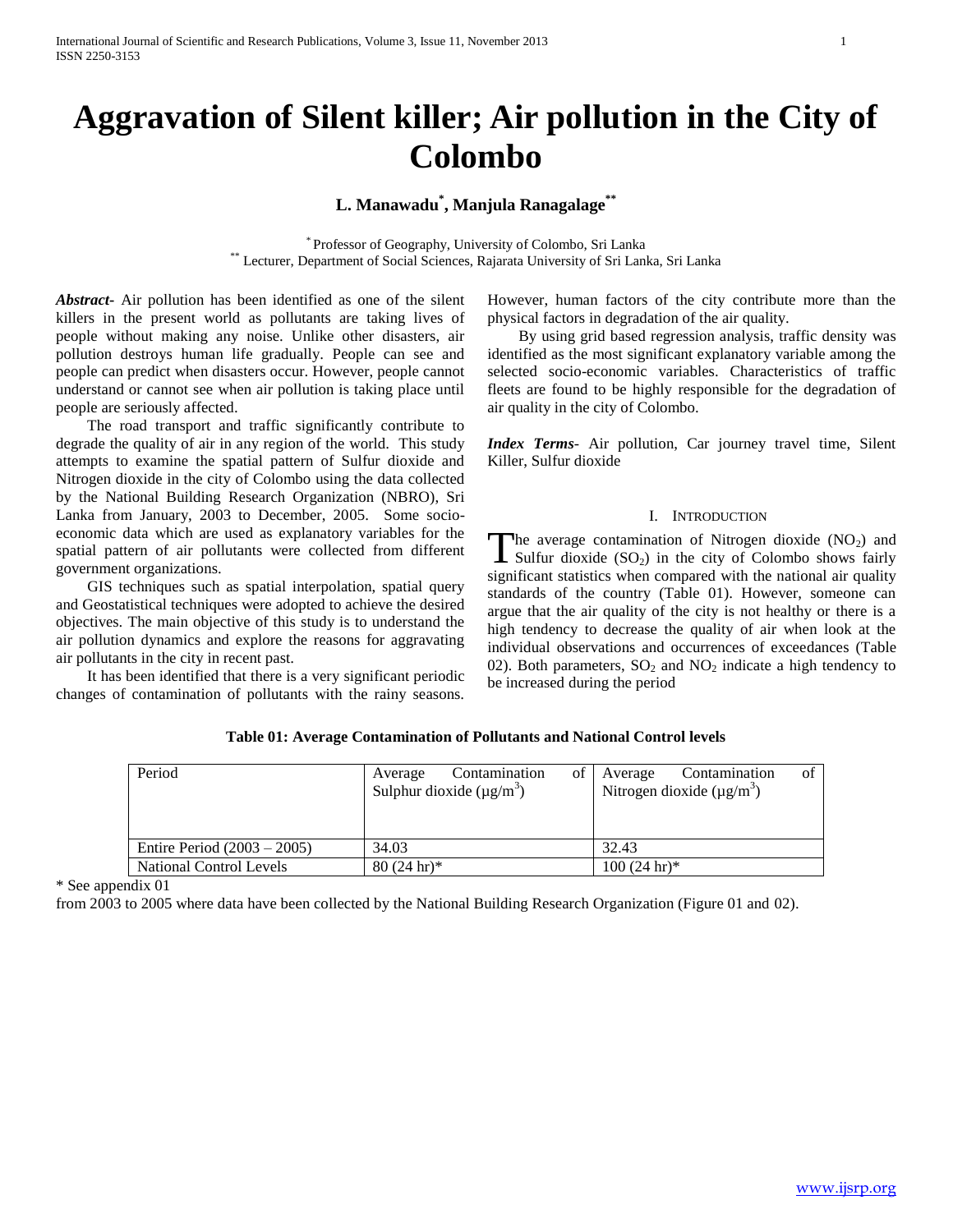# Aggravation of Silent killer; Air pollution in the City of Colombo

**L. Manawadu[*], Manjula Ranagalage[**]**

[*] Professor of Geography, University of Colombo, Sri Lanka
[**] Lecturer, Department of Social Sciences, Rajarata University of Sri Lanka, Sri Lanka

***Abstract-*** Air pollution has been identified as one of the silent killers in the present world as pollutants are taking lives of people without making any noise. Unlike other disasters, air pollution destroys human life gradually. People can see and people can predict when disasters occur. However, people cannot understand or cannot see when air pollution is taking place until people are seriously affected.

The road transport and traffic significantly contribute to degrade the quality of air in any region of the world. This study attempts to examine the spatial pattern of Sulfur dioxide and Nitrogen dioxide in the city of Colombo using the data collected by the National Building Research Organization (NBRO), Sri Lanka from January, 2003 to December, 2005. Some socio-economic data which are used as explanatory variables for the spatial pattern of air pollutants were collected from different government organizations.

GIS techniques such as spatial interpolation, spatial query and Geostatistical techniques were adopted to achieve the desired objectives. The main objective of this study is to understand the air pollution dynamics and explore the reasons for aggravating air pollutants in the city in recent past.

It has been identified that there is a very significant periodic changes of contamination of pollutants with the rainy seasons. However, human factors of the city contribute more than the physical factors in degradation of the air quality.

By using grid based regression analysis, traffic density was identified as the most significant explanatory variable among the selected socio-economic variables. Characteristics of traffic fleets are found to be highly responsible for the degradation of air quality in the city of Colombo.

***Index Terms*-** Air pollution, Car journey travel time, Silent Killer, Sulfur dioxide

## I. Introduction

The average contamination of Nitrogen dioxide ($NO_2$) and Sulfur dioxide ($SO_2$) in the city of Colombo shows fairly significant statistics when compared with the national air quality standards of the country (Table 01). However, someone can argue that the air quality of the city is not healthy or there is a high tendency to decrease the quality of air when look at the individual observations and occurrences of exceedances (Table 02). Both parameters, $SO_2$ and $NO_2$ indicate a high tendency to be increased during the period from 2003 to 2005 where data have been collected by the National Building Research Organization (Figure 01 and 02).

**Table 01: Average Contamination of Pollutants and National Control levels**

| Period | Average Contamination of Sulphur dioxide ($\mu g/m^3$) | Average Contamination of Nitrogen dioxide ($\mu g/m^3$) |
|---|---|---|
| Entire Period (2003 – 2005) | 34.03 | 32.43 |
| National Control Levels | 80 (24 hr)* | 100 (24 hr)* |

\* See appendix 01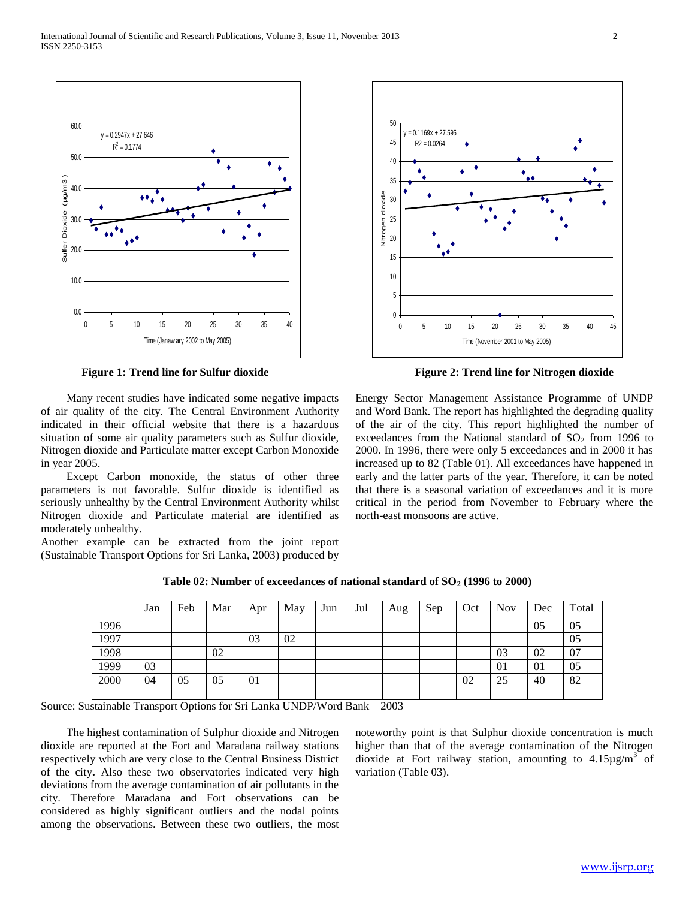Figure 1: Trend line for Sulfur dioxide

Figure 2: Trend line for Nitrogen dioxide

Many recent studies have indicated some negative impacts of air quality of the city. The Central Environment Authority indicated in their official website that there is a hazardous situation of some air quality parameters such as Sulfur dioxide, Nitrogen dioxide and Particulate matter except Carbon Monoxide in year 2005.

Except Carbon monoxide, the status of other three parameters is not favorable. Sulfur dioxide is identified as seriously unhealthy by the Central Environment Authority whilst Nitrogen dioxide and Particulate material are identified as moderately unhealthy.

Another example can be extracted from the joint report (Sustainable Transport Options for Sri Lanka, 2003) produced by Energy Sector Management Assistance Programme of UNDP and Word Bank. The report has highlighted the degrading quality of the air of the city. This report highlighted the number of exceedances from the National standard of $SO_2$ from 1996 to 2000. In 1996, there were only 5 exceedances and in 2000 it has increased up to 82 (Table 01). All exceedances have happened in early and the latter parts of the year. Therefore, it can be noted that there is a seasonal variation of exceedances and it is more critical in the period from November to February where the north-east monsoons are active.

**Table 02: Number of exceedances of national standard of $SO_2$ (1996 to 2000)**

| | Jan | Feb | Mar | Apr | May | Jun | Jul | Aug | Sep | Oct | Nov | Dec | Total |
|---|---|---|---|---|---|---|---|---|---|---|---|---|---|
| 1996 | | | | | | | | | | | | 05 | 05 |
| 1997 | | | | 03 | 02 | | | | | | | | 05 |
| 1998 | | | 02 | | | | | | | | 03 | 02 | 07 |
| 1999 | 03 | | | | | | | | | | 01 | 01 | 05 |
| 2000 | 04 | 05 | 05 | 01 | | | | | | 02 | 25 | 40 | 82 |

Source: Sustainable Transport Options for Sri Lanka UNDP/Word Bank – 2003

The highest contamination of Sulphur dioxide and Nitrogen dioxide are reported at the Fort and Maradana railway stations respectively which are very close to the Central Business District of the city**.** Also these two observatories indicated very high deviations from the average contamination of air pollutants in the city. Therefore Maradana and Fort observations can be considered as highly significant outliers and the nodal points among the observations. Between these two outliers, the most noteworthy point is that Sulphur dioxide concentration is much higher than that of the average contamination of the Nitrogen dioxide at Fort railway station, amounting to 4.15µg/m$^3$ of variation (Table 03).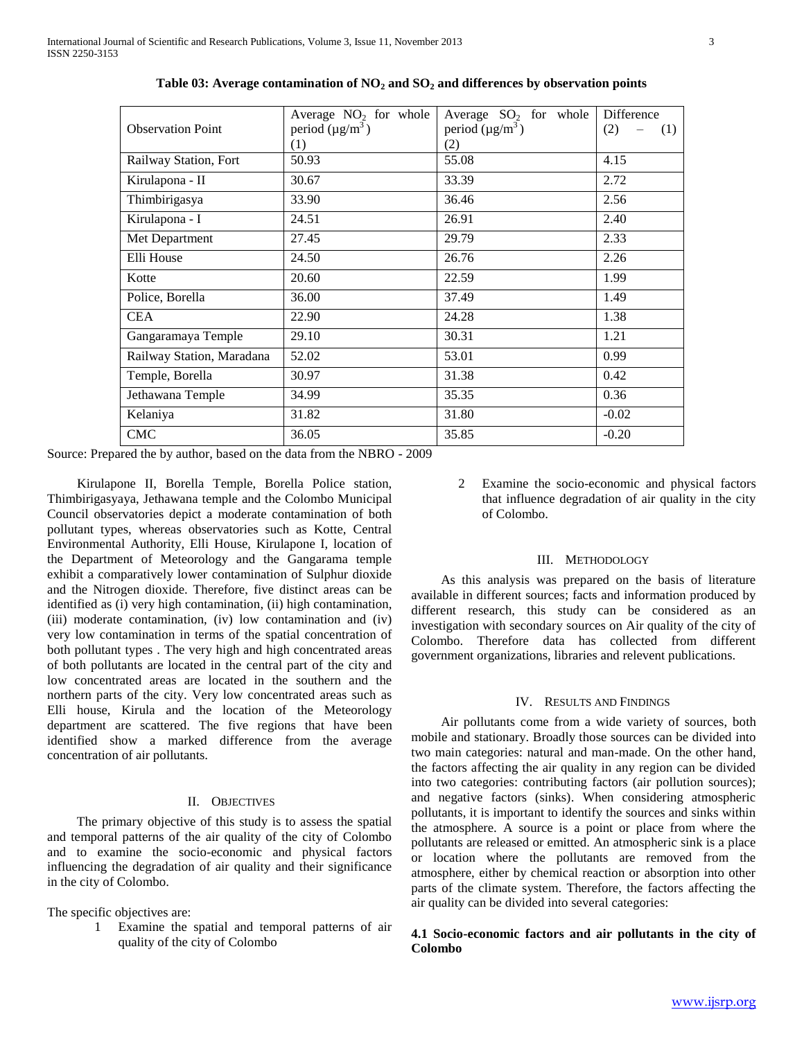**Table 03: Average contamination of $NO_2$ and $SO_2$ and differences by observation points**

| Observation Point | Average $NO_2$ for whole period ($\mu g/m^3$) (1) | Average $SO_2$ for whole period ($\mu g/m^3$) (2) | Difference (2) – (1) |
|---|---|---|---|
| Railway Station, Fort | 50.93 | 55.08 | 4.15 |
| Kirulapona - II | 30.67 | 33.39 | 2.72 |
| Thimbirigasya | 33.90 | 36.46 | 2.56 |
| Kirulapona - I | 24.51 | 26.91 | 2.40 |
| Met Department | 27.45 | 29.79 | 2.33 |
| Elli House | 24.50 | 26.76 | 2.26 |
| Kotte | 20.60 | 22.59 | 1.99 |
| Police, Borella | 36.00 | 37.49 | 1.49 |
| CEA | 22.90 | 24.28 | 1.38 |
| Gangaramaya Temple | 29.10 | 30.31 | 1.21 |
| Railway Station, Maradana | 52.02 | 53.01 | 0.99 |
| Temple, Borella | 30.97 | 31.38 | 0.42 |
| Jethawana Temple | 34.99 | 35.35 | 0.36 |
| Kelaniya | 31.82 | 31.80 | -0.02 |
| CMC | 36.05 | 35.85 | -0.20 |

Source: Prepared the by author, based on the data from the NBRO - 2009

Kirulapone II, Borella Temple, Borella Police station, Thimbirigasyaya, Jethawana temple and the Colombo Municipal Council observatories depict a moderate contamination of both pollutant types, whereas observatories such as Kotte, Central Environmental Authority, Elli House, Kirulapone I, location of the Department of Meteorology and the Gangarama temple exhibit a comparatively lower contamination of Sulphur dioxide and the Nitrogen dioxide. Therefore, five distinct areas can be identified as (i) very high contamination, (ii) high contamination, (iii) moderate contamination, (iv) low contamination and (iv) very low contamination in terms of the spatial concentration of both pollutant types . The very high and high concentrated areas of both pollutants are located in the central part of the city and low concentrated areas are located in the southern and the northern parts of the city. Very low concentrated areas such as Elli house, Kirula and the location of the Meteorology department are scattered. The five regions that have been identified show a marked difference from the average concentration of air pollutants.

## II. Objectives

The primary objective of this study is to assess the spatial and temporal patterns of the air quality of the city of Colombo and to examine the socio-economic and physical factors influencing the degradation of air quality and their significance in the city of Colombo.

The specific objectives are:

1. Examine the spatial and temporal patterns of air quality of the city of Colombo
2. Examine the socio-economic and physical factors that influence degradation of air quality in the city of Colombo.

## III. Methodology

As this analysis was prepared on the basis of literature available in different sources; facts and information produced by different research, this study can be considered as an investigation with secondary sources on Air quality of the city of Colombo. Therefore data has collected from different government organizations, libraries and relevent publications.

## IV. Results and Findings

Air pollutants come from a wide variety of sources, both mobile and stationary. Broadly those sources can be divided into two main categories: natural and man-made. On the other hand, the factors affecting the air quality in any region can be divided into two categories: contributing factors (air pollution sources); and negative factors (sinks). When considering atmospheric pollutants, it is important to identify the sources and sinks within the atmosphere. A source is a point or place from where the pollutants are released or emitted. An atmospheric sink is a place or location where the pollutants are removed from the atmosphere, either by chemical reaction or absorption into other parts of the climate system. Therefore, the factors affecting the air quality can be divided into several categories:

### 4.1 Socio-economic factors and air pollutants in the city of Colombo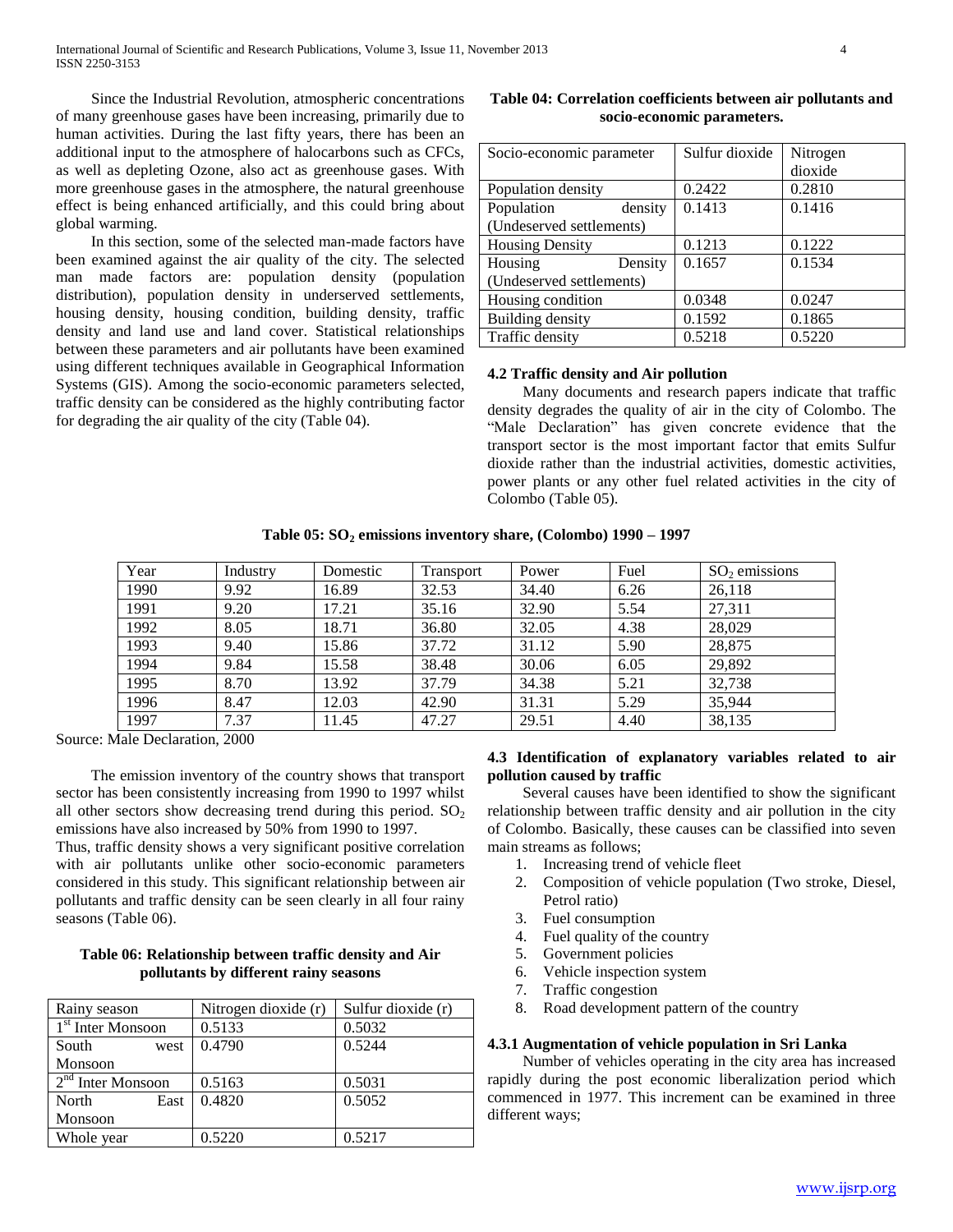Since the Industrial Revolution, atmospheric concentrations of many greenhouse gases have been increasing, primarily due to human activities. During the last fifty years, there has been an additional input to the atmosphere of halocarbons such as CFCs, as well as depleting Ozone, also act as greenhouse gases. With more greenhouse gases in the atmosphere, the natural greenhouse effect is being enhanced artificially, and this could bring about global warming.

In this section, some of the selected man-made factors have been examined against the air quality of the city. The selected man made factors are: population density (population distribution), population density in underserved settlements, housing density, housing condition, building density, traffic density and land use and land cover. Statistical relationships between these parameters and air pollutants have been examined using different techniques available in Geographical Information Systems (GIS). Among the socio-economic parameters selected, traffic density can be considered as the highly contributing factor for degrading the air quality of the city (Table 04).

**Table 04: Correlation coefficients between air pollutants and socio-economic parameters.**

| Socio-economic parameter | Sulfur dioxide | Nitrogen dioxide |
|---|---|---|
| Population density | 0.2422 | 0.2810 |
| Population density (Undeserved settlements) | 0.1413 | 0.1416 |
| Housing Density | 0.1213 | 0.1222 |
| Housing Density (Undeserved settlements) | 0.1657 | 0.1534 |
| Housing condition | 0.0348 | 0.0247 |
| Building density | 0.1592 | 0.1865 |
| Traffic density | 0.5218 | 0.5220 |

### 4.2 Traffic density and Air pollution

Many documents and research papers indicate that traffic density degrades the quality of air in the city of Colombo. The "Male Declaration" has given concrete evidence that the transport sector is the most important factor that emits Sulfur dioxide rather than the industrial activities, domestic activities, power plants or any other fuel related activities in the city of Colombo (Table 05).

**Table 05: $SO_2$ emissions inventory share, (Colombo) 1990 – 1997**

| Year | Industry | Domestic | Transport | Power | Fuel | $SO_2$ emissions |
|---|---|---|---|---|---|---|
| 1990 | 9.92 | 16.89 | 32.53 | 34.40 | 6.26 | 26,118 |
| 1991 | 9.20 | 17.21 | 35.16 | 32.90 | 5.54 | 27,311 |
| 1992 | 8.05 | 18.71 | 36.80 | 32.05 | 4.38 | 28,029 |
| 1993 | 9.40 | 15.86 | 37.72 | 31.12 | 5.90 | 28,875 |
| 1994 | 9.84 | 15.58 | 38.48 | 30.06 | 6.05 | 29,892 |
| 1995 | 8.70 | 13.92 | 37.79 | 34.38 | 5.21 | 32,738 |
| 1996 | 8.47 | 12.03 | 42.90 | 31.31 | 5.29 | 35,944 |
| 1997 | 7.37 | 11.45 | 47.27 | 29.51 | 4.40 | 38,135 |

Source: Male Declaration, 2000

The emission inventory of the country shows that transport sector has been consistently increasing from 1990 to 1997 whilst all other sectors show decreasing trend during this period. $SO_2$ emissions have also increased by 50% from 1990 to 1997.

Thus, traffic density shows a very significant positive correlation with air pollutants unlike other socio-economic parameters considered in this study. This significant relationship between air pollutants and traffic density can be seen clearly in all four rainy seasons (Table 06).

**Table 06: Relationship between traffic density and Air pollutants by different rainy seasons**

| Rainy season | Nitrogen dioxide (r) | Sulfur dioxide (r) |
|---|---|---|
| 1st Inter Monsoon | 0.5133 | 0.5032 |
| South west Monsoon | 0.4790 | 0.5244 |
| 2nd Inter Monsoon | 0.5163 | 0.5031 |
| North East Monsoon | 0.4820 | 0.5052 |
| Whole year | 0.5220 | 0.5217 |

### 4.3 Identification of explanatory variables related to air pollution caused by traffic

Several causes have been identified to show the significant relationship between traffic density and air pollution in the city of Colombo. Basically, these causes can be classified into seven main streams as follows;

1. Increasing trend of vehicle fleet
2. Composition of vehicle population (Two stroke, Diesel, Petrol ratio)
3. Fuel consumption
4. Fuel quality of the country
5. Government policies
6. Vehicle inspection system
7. Traffic congestion
8. Road development pattern of the country

#### 4.3.1 Augmentation of vehicle population in Sri Lanka

Number of vehicles operating in the city area has increased rapidly during the post economic liberalization period which commenced in 1977. This increment can be examined in three different ways;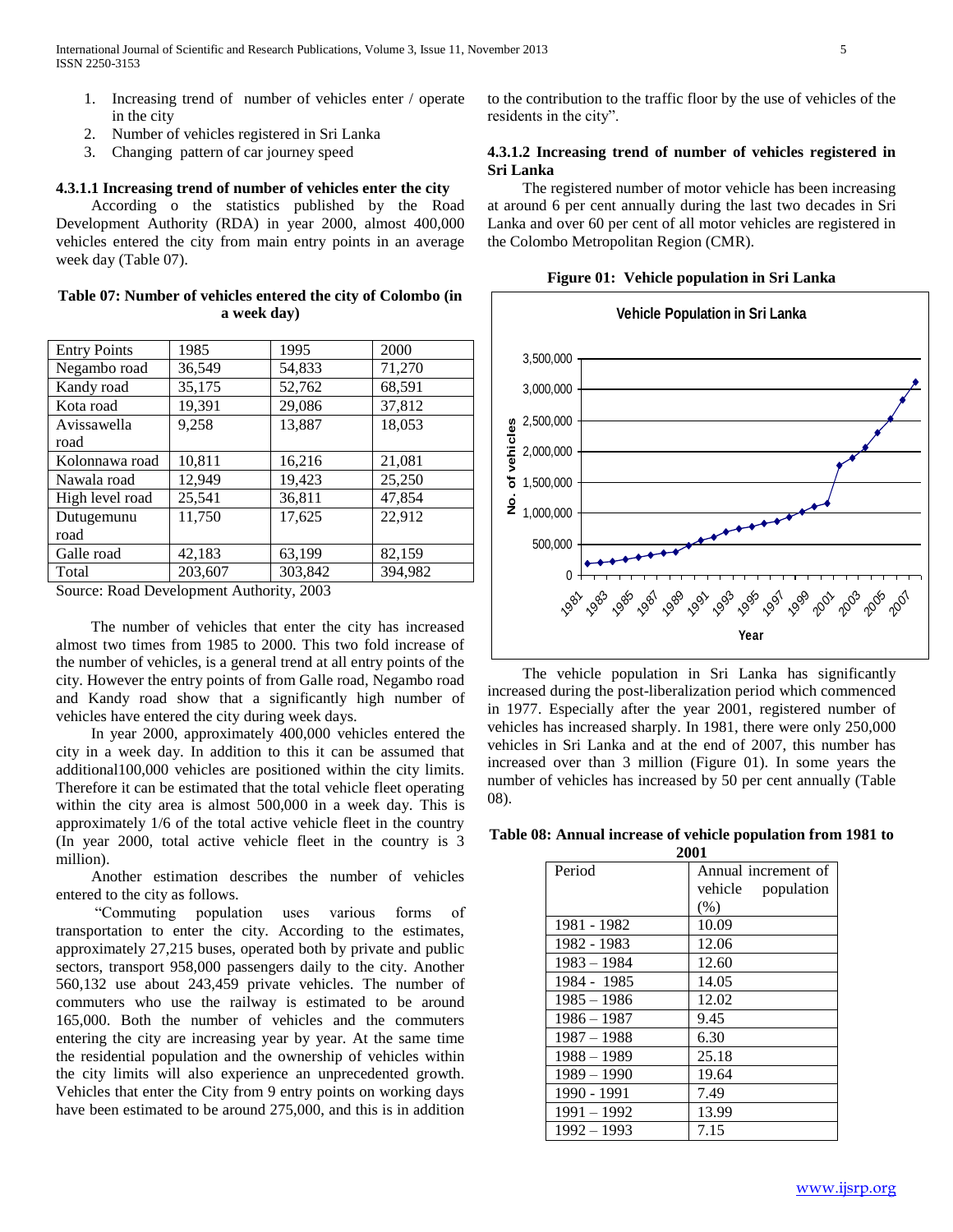1. Increasing trend of number of vehicles enter / operate in the city
2. Number of vehicles registered in Sri Lanka
3. Changing pattern of car journey speed

#### 4.3.1.1 Increasing trend of number of vehicles enter the city

According o the statistics published by the Road Development Authority (RDA) in year 2000, almost 400,000 vehicles entered the city from main entry points in an average week day (Table 07).

**Table 07: Number of vehicles entered the city of Colombo (in a week day)**

| Entry Points | 1985 | 1995 | 2000 |
|---|---|---|---|
| Negambo road | 36,549 | 54,833 | 71,270 |
| Kandy road | 35,175 | 52,762 | 68,591 |
| Kota road | 19,391 | 29,086 | 37,812 |
| Avissawella road | 9,258 | 13,887 | 18,053 |
| Kolonnawa road | 10,811 | 16,216 | 21,081 |
| Nawala road | 12,949 | 19,423 | 25,250 |
| High level road | 25,541 | 36,811 | 47,854 |
| Dutugemunu road | 11,750 | 17,625 | 22,912 |
| Galle road | 42,183 | 63,199 | 82,159 |
| Total | 203,607 | 303,842 | 394,982 |

Source: Road Development Authority, 2003

The number of vehicles that enter the city has increased almost two times from 1985 to 2000. This two fold increase of the number of vehicles, is a general trend at all entry points of the city. However the entry points of from Galle road, Negambo road and Kandy road show that a significantly high number of vehicles have entered the city during week days.

In year 2000, approximately 400,000 vehicles entered the city in a week day. In addition to this it can be assumed that additional100,000 vehicles are positioned within the city limits. Therefore it can be estimated that the total vehicle fleet operating within the city area is almost 500,000 in a week day. This is approximately 1/6 of the total active vehicle fleet in the country (In year 2000, total active vehicle fleet in the country is 3 million).

Another estimation describes the number of vehicles entered to the city as follows.

"Commuting population uses various forms of transportation to enter the city. According to the estimates, approximately 27,215 buses, operated both by private and public sectors, transport 958,000 passengers daily to the city. Another 560,132 use about 243,459 private vehicles. The number of commuters who use the railway is estimated to be around 165,000. Both the number of vehicles and the commuters entering the city are increasing year by year. At the same time the residential population and the ownership of vehicles within the city limits will also experience an unprecedented growth. Vehicles that enter the City from 9 entry points on working days have been estimated to be around 275,000, and this is in addition to the contribution to the traffic floor by the use of vehicles of the residents in the city".

#### 4.3.1.2 Increasing trend of number of vehicles registered in Sri Lanka

The registered number of motor vehicle has been increasing at around 6 per cent annually during the last two decades in Sri Lanka and over 60 per cent of all motor vehicles are registered in the Colombo Metropolitan Region (CMR).

**Figure 01: Vehicle population in Sri Lanka**

The vehicle population in Sri Lanka has significantly increased during the post-liberalization period which commenced in 1977. Especially after the year 2001, registered number of vehicles has increased sharply. In 1981, there were only 250,000 vehicles in Sri Lanka and at the end of 2007, this number has increased over than 3 million (Figure 01). In some years the number of vehicles has increased by 50 per cent annually (Table 08).

**Table 08: Annual increase of vehicle population from 1981 to 2001**

| Period | Annual increment of vehicle population (%) |
|---|---|
| 1981 - 1982 | 10.09 |
| 1982 - 1983 | 12.06 |
| 1983 – 1984 | 12.60 |
| 1984 - 1985 | 14.05 |
| 1985 – 1986 | 12.02 |
| 1986 – 1987 | 9.45 |
| 1987 – 1988 | 6.30 |
| 1988 – 1989 | 25.18 |
| 1989 – 1990 | 19.64 |
| 1990 - 1991 | 7.49 |
| 1991 – 1992 | 13.99 |
| 1992 – 1993 | 7.15 |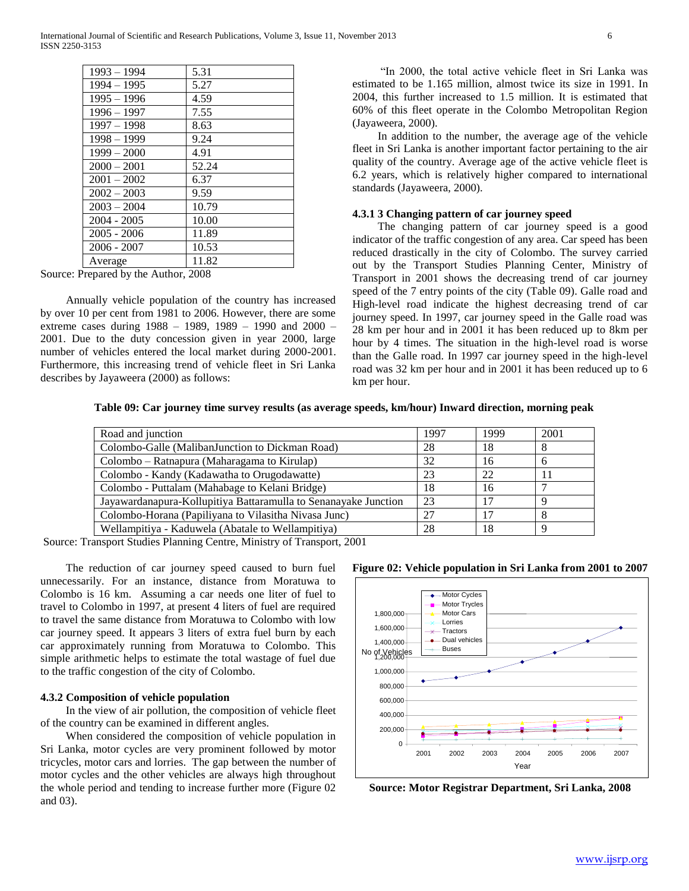| | |
|---|---|
| 1993 – 1994 | 5.31 |
| 1994 – 1995 | 5.27 |
| 1995 – 1996 | 4.59 |
| 1996 – 1997 | 7.55 |
| 1997 – 1998 | 8.63 |
| 1998 – 1999 | 9.24 |
| 1999 – 2000 | 4.91 |
| 2000 – 2001 | 52.24 |
| 2001 – 2002 | 6.37 |
| 2002 – 2003 | 9.59 |
| 2003 – 2004 | 10.79 |
| 2004 - 2005 | 10.00 |
| 2005 - 2006 | 11.89 |
| 2006 - 2007 | 10.53 |
| Average | 11.82 |

Source: Prepared by the Author, 2008

Annually vehicle population of the country has increased by over 10 per cent from 1981 to 2006. However, there are some extreme cases during 1988 – 1989, 1989 – 1990 and 2000 – 2001. Due to the duty concession given in year 2000, large number of vehicles entered the local market during 2000-2001. Furthermore, this increasing trend of vehicle fleet in Sri Lanka describes by Jayaweera (2000) as follows:

"In 2000, the total active vehicle fleet in Sri Lanka was estimated to be 1.165 million, almost twice its size in 1991. In 2004, this further increased to 1.5 million. It is estimated that 60% of this fleet operate in the Colombo Metropolitan Region (Jayaweera, 2000).

In addition to the number, the average age of the vehicle fleet in Sri Lanka is another important factor pertaining to the air quality of the country. Average age of the active vehicle fleet is 6.2 years, which is relatively higher compared to international standards (Jayaweera, 2000).

#### 4.3.1 3 Changing pattern of car journey speed

The changing pattern of car journey speed is a good indicator of the traffic congestion of any area. Car speed has been reduced drastically in the city of Colombo. The survey carried out by the Transport Studies Planning Center, Ministry of Transport in 2001 shows the decreasing trend of car journey speed of the 7 entry points of the city (Table 09). Galle road and High-level road indicate the highest decreasing trend of car journey speed. In 1997, car journey speed in the Galle road was 28 km per hour and in 2001 it has been reduced up to 8km per hour by 4 times. The situation in the high-level road is worse than the Galle road. In 1997 car journey speed in the high-level road was 32 km per hour and in 2001 it has been reduced up to 6 km per hour.

**Table 09: Car journey time survey results (as average speeds, km/hour) Inward direction, morning peak**

| Road and junction | 1997 | 1999 | 2001 |
|---|---|---|---|
| Colombo-Galle (MalibanJunction to Dickman Road) | 28 | 18 | 8 |
| Colombo – Ratnapura (Maharagama to Kirulap) | 32 | 16 | 6 |
| Colombo - Kandy (Kadawatha to Orugodawatte) | 23 | 22 | 11 |
| Colombo - Puttalam (Mahabage to Kelani Bridge) | 18 | 16 | 7 |
| Jayawardanapura-Kollupitiya Battaramulla to Senanayake Junction | 23 | 17 | 9 |
| Colombo-Horana (Papiliyana to Vilasitha Nivasa Junc) | 27 | 17 | 8 |
| Wellampitiya - Kaduwela (Abatale to Wellampitiya) | 28 | 18 | 9 |

Source: Transport Studies Planning Centre, Ministry of Transport, 2001

The reduction of car journey speed caused to burn fuel unnecessarily. For an instance, distance from Moratuwa to Colombo is 16 km. Assuming a car needs one liter of fuel to travel to Colombo in 1997, at present 4 liters of fuel are required to travel the same distance from Moratuwa to Colombo with low car journey speed. It appears 3 liters of extra fuel burn by each car approximately running from Moratuwa to Colombo. This simple arithmetic helps to estimate the total wastage of fuel due to the traffic congestion of the city of Colombo.

#### 4.3.2 Composition of vehicle population

In the view of air pollution, the composition of vehicle fleet of the country can be examined in different angles.

When considered the composition of vehicle population in Sri Lanka, motor cycles are very prominent followed by motor tricycles, motor cars and lorries. The gap between the number of motor cycles and the other vehicles are always high throughout the whole period and tending to increase further more (Figure 02 and 03).

**Figure 02: Vehicle population in Sri Lanka from 2001 to 2007**

**Source: Motor Registrar Department, Sri Lanka, 2008**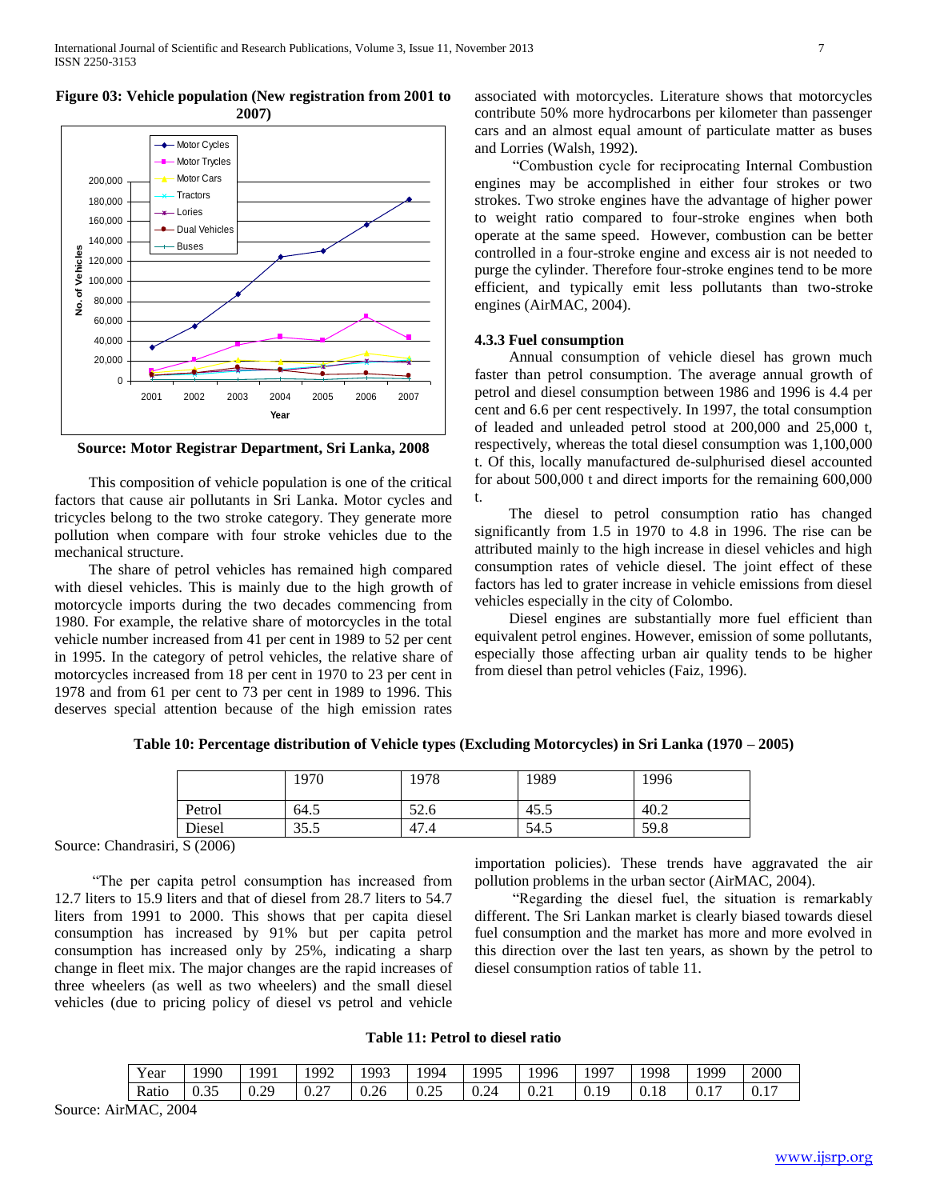**Figure 03: Vehicle population (New registration from 2001 to 2007)**

**Source: Motor Registrar Department, Sri Lanka, 2008**

This composition of vehicle population is one of the critical factors that cause air pollutants in Sri Lanka. Motor cycles and tricycles belong to the two stroke category. They generate more pollution when compare with four stroke vehicles due to the mechanical structure.

The share of petrol vehicles has remained high compared with diesel vehicles. This is mainly due to the high growth of motorcycle imports during the two decades commencing from 1980. For example, the relative share of motorcycles in the total vehicle number increased from 41 per cent in 1989 to 52 per cent in 1995. In the category of petrol vehicles, the relative share of motorcycles increased from 18 per cent in 1970 to 23 per cent in 1978 and from 61 per cent to 73 per cent in 1989 to 1996. This deserves special attention because of the high emission rates associated with motorcycles. Literature shows that motorcycles contribute 50% more hydrocarbons per kilometer than passenger cars and an almost equal amount of particulate matter as buses and Lorries (Walsh, 1992).

"Combustion cycle for reciprocating Internal Combustion engines may be accomplished in either four strokes or two strokes. Two stroke engines have the advantage of higher power to weight ratio compared to four-stroke engines when both operate at the same speed. However, combustion can be better controlled in a four-stroke engine and excess air is not needed to purge the cylinder. Therefore four-stroke engines tend to be more efficient, and typically emit less pollutants than two-stroke engines (AirMAC, 2004).

### 4.3.3 Fuel consumption

Annual consumption of vehicle diesel has grown much faster than petrol consumption. The average annual growth of petrol and diesel consumption between 1986 and 1996 is 4.4 per cent and 6.6 per cent respectively. In 1997, the total consumption of leaded and unleaded petrol stood at 200,000 and 25,000 t, respectively, whereas the total diesel consumption was 1,100,000 t. Of this, locally manufactured de-sulphurised diesel accounted for about 500,000 t and direct imports for the remaining 600,000 t.

The diesel to petrol consumption ratio has changed significantly from 1.5 in 1970 to 4.8 in 1996. The rise can be attributed mainly to the high increase in diesel vehicles and high consumption rates of vehicle diesel. The joint effect of these factors has led to grater increase in vehicle emissions from diesel vehicles especially in the city of Colombo.

Diesel engines are substantially more fuel efficient than equivalent petrol engines. However, emission of some pollutants, especially those affecting urban air quality tends to be higher from diesel than petrol vehicles (Faiz, 1996).

**Table 10: Percentage distribution of Vehicle types (Excluding Motorcycles) in Sri Lanka (1970 – 2005)**

| | 1970 | 1978 | 1989 | 1996 |
|---|---|---|---|---|
| Petrol | 64.5 | 52.6 | 45.5 | 40.2 |
| Diesel | 35.5 | 47.4 | 54.5 | 59.8 |

Source: Chandrasiri, S (2006)

"The per capita petrol consumption has increased from 12.7 liters to 15.9 liters and that of diesel from 28.7 liters to 54.7 liters from 1991 to 2000. This shows that per capita diesel consumption has increased by 91% but per capita petrol consumption has increased only by 25%, indicating a sharp change in fleet mix. The major changes are the rapid increases of three wheelers (as well as two wheelers) and the small diesel vehicles (due to pricing policy of diesel vs petrol and vehicle importation policies). These trends have aggravated the air pollution problems in the urban sector (AirMAC, 2004).

"Regarding the diesel fuel, the situation is remarkably different. The Sri Lankan market is clearly biased towards diesel fuel consumption and the market has more and more evolved in this direction over the last ten years, as shown by the petrol to diesel consumption ratios of table 11.

**Table 11: Petrol to diesel ratio**

| Year | 1990 | 1991 | 1992 | 1993 | 1994 | 1995 | 1996 | 1997 | 1998 | 1999 | 2000 |
|---|---|---|---|---|---|---|---|---|---|---|---|
| Ratio | 0.35 | 0.29 | 0.27 | 0.26 | 0.25 | 0.24 | 0.21 | 0.19 | 0.18 | 0.17 | 0.17 |

Source: AirMAC, 2004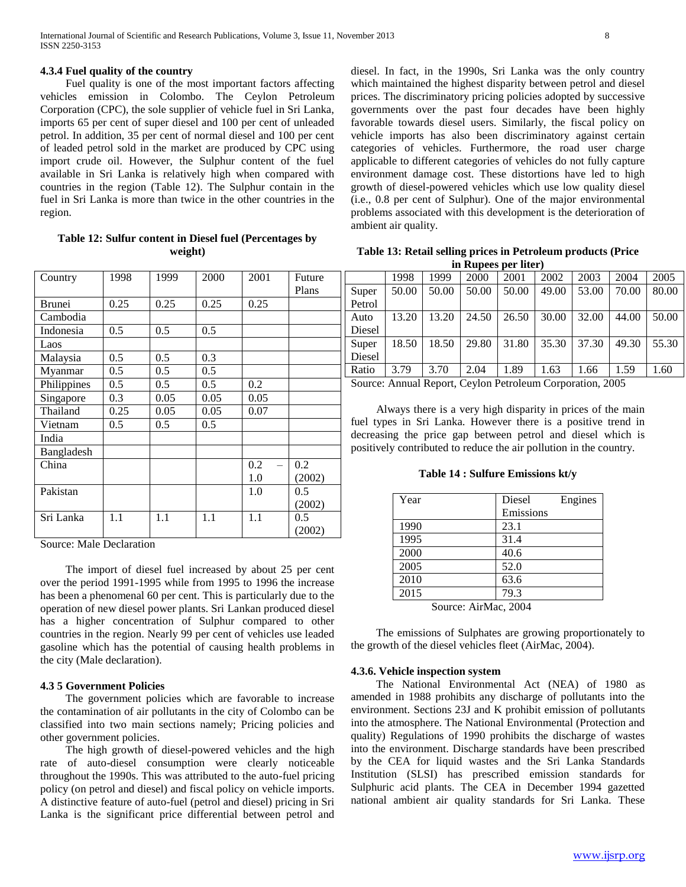#### 4.3.4 Fuel quality of the country

Fuel quality is one of the most important factors affecting vehicles emission in Colombo. The Ceylon Petroleum Corporation (CPC), the sole supplier of vehicle fuel in Sri Lanka, imports 65 per cent of super diesel and 100 per cent of unleaded petrol. In addition, 35 per cent of normal diesel and 100 per cent of leaded petrol sold in the market are produced by CPC using import crude oil. However, the Sulphur content of the fuel available in Sri Lanka is relatively high when compared with countries in the region (Table 12). The Sulphur contain in the fuel in Sri Lanka is more than twice in the other countries in the region.

**Table 12: Sulfur content in Diesel fuel (Percentages by weight)**

| Country | 1998 | 1999 | 2000 | 2001 | Future Plans |
|---|---|---|---|---|---|
| Brunei | 0.25 | 0.25 | 0.25 | 0.25 | |
| Cambodia | | | | | |
| Indonesia | 0.5 | 0.5 | 0.5 | | |
| Laos | | | | | |
| Malaysia | 0.5 | 0.5 | 0.3 | | |
| Myanmar | 0.5 | 0.5 | 0.5 | | |
| Philippines | 0.5 | 0.5 | 0.5 | 0.2 | |
| Singapore | 0.3 | 0.05 | 0.05 | 0.05 | |
| Thailand | 0.25 | 0.05 | 0.05 | 0.07 | |
| Vietnam | 0.5 | 0.5 | 0.5 | | |
| India | | | | | |
| Bangladesh | | | | | |
| China | | | | 0.2 – 1.0 | 0.2 (2002) |
| Pakistan | | | | 1.0 | 0.5 (2002) |
| Sri Lanka | 1.1 | 1.1 | 1.1 | 1.1 | 0.5 (2002) |

Source: Male Declaration

The import of diesel fuel increased by about 25 per cent over the period 1991-1995 while from 1995 to 1996 the increase has been a phenomenal 60 per cent. This is particularly due to the operation of new diesel power plants. Sri Lankan produced diesel has a higher concentration of Sulphur compared to other countries in the region. Nearly 99 per cent of vehicles use leaded gasoline which has the potential of causing health problems in the city (Male declaration).

#### 4.3 5 Government Policies

The government policies which are favorable to increase the contamination of air pollutants in the city of Colombo can be classified into two main sections namely; Pricing policies and other government policies.

The high growth of diesel-powered vehicles and the high rate of auto-diesel consumption were clearly noticeable throughout the 1990s. This was attributed to the auto-fuel pricing policy (on petrol and diesel) and fiscal policy on vehicle imports. A distinctive feature of auto-fuel (petrol and diesel) pricing in Sri Lanka is the significant price differential between petrol and diesel. In fact, in the 1990s, Sri Lanka was the only country which maintained the highest disparity between petrol and diesel prices. The discriminatory pricing policies adopted by successive governments over the past four decades have been highly favorable towards diesel users. Similarly, the fiscal policy on vehicle imports has also been discriminatory against certain categories of vehicles. Furthermore, the road user charge applicable to different categories of vehicles do not fully capture environment damage cost. These distortions have led to high growth of diesel-powered vehicles which use low quality diesel (i.e., 0.8 per cent of Sulphur). One of the major environmental problems associated with this development is the deterioration of ambient air quality.

**Table 13: Retail selling prices in Petroleum products (Price in Rupees per liter)**

| | 1998 | 1999 | 2000 | 2001 | 2002 | 2003 | 2004 | 2005 |
|---|---|---|---|---|---|---|---|---|
| Super Petrol | 50.00 | 50.00 | 50.00 | 50.00 | 49.00 | 53.00 | 70.00 | 80.00 |
| Auto Diesel | 13.20 | 13.20 | 24.50 | 26.50 | 30.00 | 32.00 | 44.00 | 50.00 |
| Super Diesel | 18.50 | 18.50 | 29.80 | 31.80 | 35.30 | 37.30 | 49.30 | 55.30 |
| Ratio | 3.79 | 3.70 | 2.04 | 1.89 | 1.63 | 1.66 | 1.59 | 1.60 |

Source: Annual Report, Ceylon Petroleum Corporation, 2005

Always there is a very high disparity in prices of the main fuel types in Sri Lanka. However there is a positive trend in decreasing the price gap between petrol and diesel which is positively contributed to reduce the air pollution in the country.

**Table 14 : Sulfure Emissions kt/y**

| Year | Diesel Engines Emissions |
|---|---|
| 1990 | 23.1 |
| 1995 | 31.4 |
| 2000 | 40.6 |
| 2005 | 52.0 |
| 2010 | 63.6 |
| 2015 | 79.3 |

Source: AirMac, 2004

The emissions of Sulphates are growing proportionately to the growth of the diesel vehicles fleet (AirMac, 2004).

#### 4.3.6. Vehicle inspection system

The National Environmental Act (NEA) of 1980 as amended in 1988 prohibits any discharge of pollutants into the environment. Sections 23J and K prohibit emission of pollutants into the atmosphere. The National Environmental (Protection and quality) Regulations of 1990 prohibits the discharge of wastes into the environment. Discharge standards have been prescribed by the CEA for liquid wastes and the Sri Lanka Standards Institution (SLSI) has prescribed emission standards for Sulphuric acid plants. The CEA in December 1994 gazetted national ambient air quality standards for Sri Lanka. These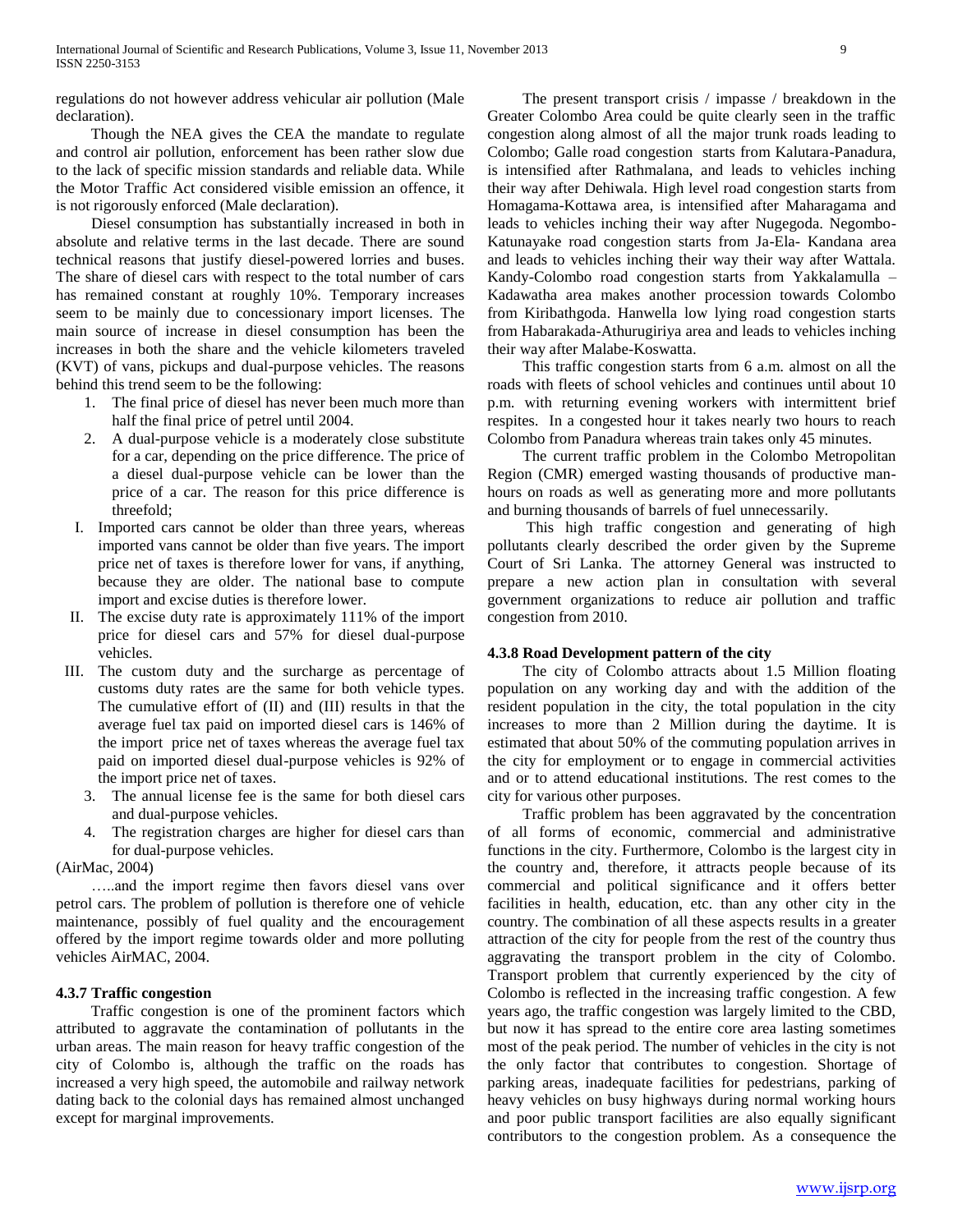regulations do not however address vehicular air pollution (Male declaration).

Though the NEA gives the CEA the mandate to regulate and control air pollution, enforcement has been rather slow due to the lack of specific mission standards and reliable data. While the Motor Traffic Act considered visible emission an offence, it is not rigorously enforced (Male declaration).

Diesel consumption has substantially increased in both in absolute and relative terms in the last decade. There are sound technical reasons that justify diesel-powered lorries and buses. The share of diesel cars with respect to the total number of cars has remained constant at roughly 10%. Temporary increases seem to be mainly due to concessionary import licenses. The main source of increase in diesel consumption has been the increases in both the share and the vehicle kilometers traveled (KVT) of vans, pickups and dual-purpose vehicles. The reasons behind this trend seem to be the following:

1. The final price of diesel has never been much more than half the final price of petrel until 2004.
2. A dual-purpose vehicle is a moderately close substitute for a car, depending on the price difference. The price of a diesel dual-purpose vehicle can be lower than the price of a car. The reason for this price difference is threefold;

   I. Imported cars cannot be older than three years, whereas imported vans cannot be older than five years. The import price net of taxes is therefore lower for vans, if anything, because they are older. The national base to compute import and excise duties is therefore lower.

   II. The excise duty rate is approximately 111% of the import price for diesel cars and 57% for diesel dual-purpose vehicles.

   III. The custom duty and the surcharge as percentage of customs duty rates are the same for both vehicle types. The cumulative effort of (II) and (III) results in that the average fuel tax paid on imported diesel cars is 146% of the import price net of taxes whereas the average fuel tax paid on imported diesel dual-purpose vehicles is 92% of the import price net of taxes.

3. The annual license fee is the same for both diesel cars and dual-purpose vehicles.
4. The registration charges are higher for diesel cars than for dual-purpose vehicles.

(AirMac, 2004)

…..and the import regime then favors diesel vans over petrol cars. The problem of pollution is therefore one of vehicle maintenance, possibly of fuel quality and the encouragement offered by the import regime towards older and more polluting vehicles AirMAC, 2004.

### 4.3.7 Traffic congestion

Traffic congestion is one of the prominent factors which attributed to aggravate the contamination of pollutants in the urban areas. The main reason for heavy traffic congestion of the city of Colombo is, although the traffic on the roads has increased a very high speed, the automobile and railway network dating back to the colonial days has remained almost unchanged except for marginal improvements.

The present transport crisis / impasse / breakdown in the Greater Colombo Area could be quite clearly seen in the traffic congestion along almost of all the major trunk roads leading to Colombo; Galle road congestion starts from Kalutara-Panadura, is intensified after Rathmalana, and leads to vehicles inching their way after Dehiwala. High level road congestion starts from Homagama-Kottawa area, is intensified after Maharagama and leads to vehicles inching their way after Nugegoda. Negombo-Katunayake road congestion starts from Ja-Ela- Kandana area and leads to vehicles inching their way their way after Wattala. Kandy-Colombo road congestion starts from Yakkalamulla – Kadawatha area makes another procession towards Colombo from Kiribathgoda. Hanwella low lying road congestion starts from Habarakada-Athurugiriya area and leads to vehicles inching their way after Malabe-Koswatta.

This traffic congestion starts from 6 a.m. almost on all the roads with fleets of school vehicles and continues until about 10 p.m. with returning evening workers with intermittent brief respites. In a congested hour it takes nearly two hours to reach Colombo from Panadura whereas train takes only 45 minutes.

The current traffic problem in the Colombo Metropolitan Region (CMR) emerged wasting thousands of productive man-hours on roads as well as generating more and more pollutants and burning thousands of barrels of fuel unnecessarily.

This high traffic congestion and generating of high pollutants clearly described the order given by the Supreme Court of Sri Lanka. The attorney General was instructed to prepare a new action plan in consultation with several government organizations to reduce air pollution and traffic congestion from 2010.

### 4.3.8 Road Development pattern of the city

The city of Colombo attracts about 1.5 Million floating population on any working day and with the addition of the resident population in the city, the total population in the city increases to more than 2 Million during the daytime. It is estimated that about 50% of the commuting population arrives in the city for employment or to engage in commercial activities and or to attend educational institutions. The rest comes to the city for various other purposes.

Traffic problem has been aggravated by the concentration of all forms of economic, commercial and administrative functions in the city. Furthermore, Colombo is the largest city in the country and, therefore, it attracts people because of its commercial and political significance and it offers better facilities in health, education, etc. than any other city in the country. The combination of all these aspects results in a greater attraction of the city for people from the rest of the country thus aggravating the transport problem in the city of Colombo. Transport problem that currently experienced by the city of Colombo is reflected in the increasing traffic congestion. A few years ago, the traffic congestion was largely limited to the CBD, but now it has spread to the entire core area lasting sometimes most of the peak period. The number of vehicles in the city is not the only factor that contributes to congestion. Shortage of parking areas, inadequate facilities for pedestrians, parking of heavy vehicles on busy highways during normal working hours and poor public transport facilities are also equally significant contributors to the congestion problem. As a consequence the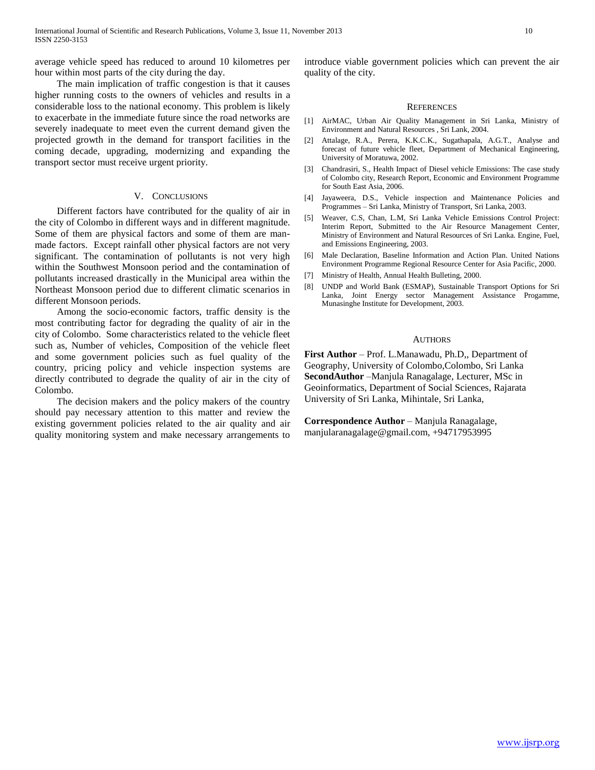average vehicle speed has reduced to around 10 kilometres per hour within most parts of the city during the day.

The main implication of traffic congestion is that it causes higher running costs to the owners of vehicles and results in a considerable loss to the national economy. This problem is likely to exacerbate in the immediate future since the road networks are severely inadequate to meet even the current demand given the projected growth in the demand for transport facilities in the coming decade, upgrading, modernizing and expanding the transport sector must receive urgent priority.

## V. Conclusions

Different factors have contributed for the quality of air in the city of Colombo in different ways and in different magnitude. Some of them are physical factors and some of them are man-made factors. Except rainfall other physical factors are not very significant. The contamination of pollutants is not very high within the Southwest Monsoon period and the contamination of pollutants increased drastically in the Municipal area within the Northeast Monsoon period due to different climatic scenarios in different Monsoon periods.

Among the socio-economic factors, traffic density is the most contributing factor for degrading the quality of air in the city of Colombo. Some characteristics related to the vehicle fleet such as, Number of vehicles, Composition of the vehicle fleet and some government policies such as fuel quality of the country, pricing policy and vehicle inspection systems are directly contributed to degrade the quality of air in the city of Colombo.

The decision makers and the policy makers of the country should pay necessary attention to this matter and review the existing government policies related to the air quality and air quality monitoring system and make necessary arrangements to introduce viable government policies which can prevent the air quality of the city.

## References

[1] AirMAC, Urban Air Quality Management in Sri Lanka, Ministry of Environment and Natural Resources , Sri Lank, 2004.

[2] Attalage, R.A., Perera, K.K.C.K., Sugathapala, A.G.T., Analyse and forecast of future vehicle fleet, Department of Mechanical Engineering, University of Moratuwa, 2002.

[3] Chandrasiri, S., Health Impact of Diesel vehicle Emissions: The case study of Colombo city, Research Report, Economic and Environment Programme for South East Asia, 2006.

[4] Jayaweera, D.S., Vehicle inspection and Maintenance Policies and Programmes – Sri Lanka, Ministry of Transport, Sri Lanka, 2003.

[5] Weaver, C.S, Chan, L.M, Sri Lanka Vehicle Emissions Control Project: Interim Report, Submitted to the Air Resource Management Center, Ministry of Environment and Natural Resources of Sri Lanka. Engine, Fuel, and Emissions Engineering, 2003.

[6] Male Declaration, Baseline Information and Action Plan. United Nations Environment Programme Regional Resource Center for Asia Pacific, 2000.

[7] Ministry of Health, Annual Health Bulleting, 2000.

[8] UNDP and World Bank (ESMAP), Sustainable Transport Options for Sri Lanka, Joint Energy sector Management Assistance Progamme, Munasinghe Institute for Development, 2003.

## Authors

**First Author** – Prof. L.Manawadu, Ph.D,, Department of Geography, University of Colombo,Colombo, Sri Lanka
**SecondAuthor** –Manjula Ranagalage, Lecturer, MSc in Geoinformatics, Department of Social Sciences, Rajarata University of Sri Lanka, Mihintale, Sri Lanka,

**Correspondence Author** – Manjula Ranagalage, manjularanagalage@gmail.com, +94717953995